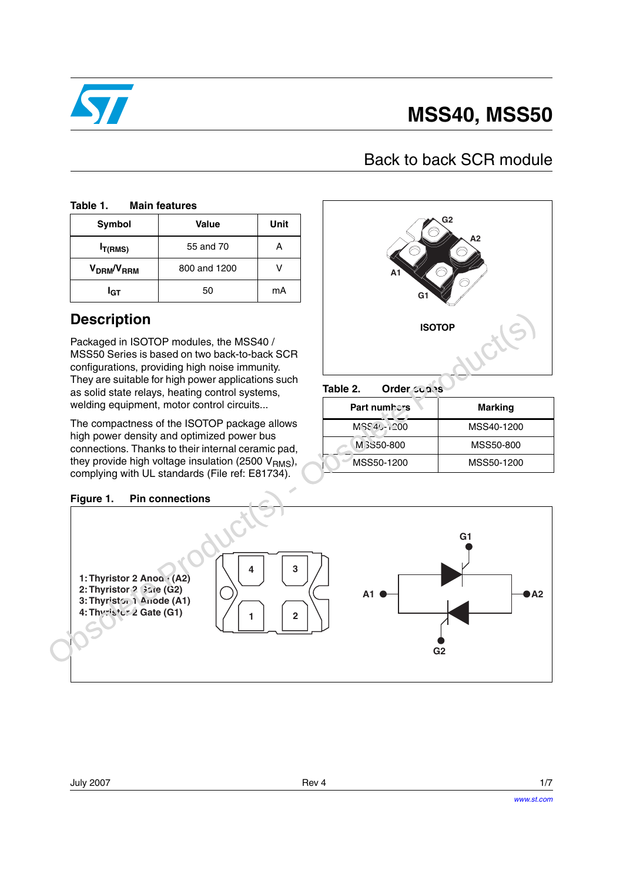# MSS40, MSS50

## Back to back SCR module

**Table 1. Main features**

| Symbol | Value | Unit |
|---|---|---|
| $I_{T(RMS)}$ | 55 and 70 | A |
| $V_{DRM}/V_{RRM}$ | 800 and 1200 | V |
| $I_{GT}$ | 50 | mA |

ISOTOP

## Description

Packaged in ISOTOP modules, the MSS40 / MSS50 Series is based on two back-to-back SCR configurations, providing high noise immunity. They are suitable for high power applications such as solid state relays, heating control systems, welding equipment, motor control circuits...

The compactness of the ISOTOP package allows high power density and optimized power bus connections. Thanks to their internal ceramic pad, they provide high voltage insulation (2500 $V_{RMS}$), complying with UL standards (File ref: E81734).

**Table 2. Order codes**

| Part numbers | Marking |
|---|---|
| MSS40-1200 | MSS40-1200 |
| MSS50-800 | MSS50-800 |
| MSS50-1200 | MSS50-1200 |

**Figure 1. Pin connections**

1: Thyristor 2 Anode (A2)
2: Thyristor 2 Gate (G2)
3: Thyristor 1 Anode (A1)
4: Thyristor 2 Gate (G1)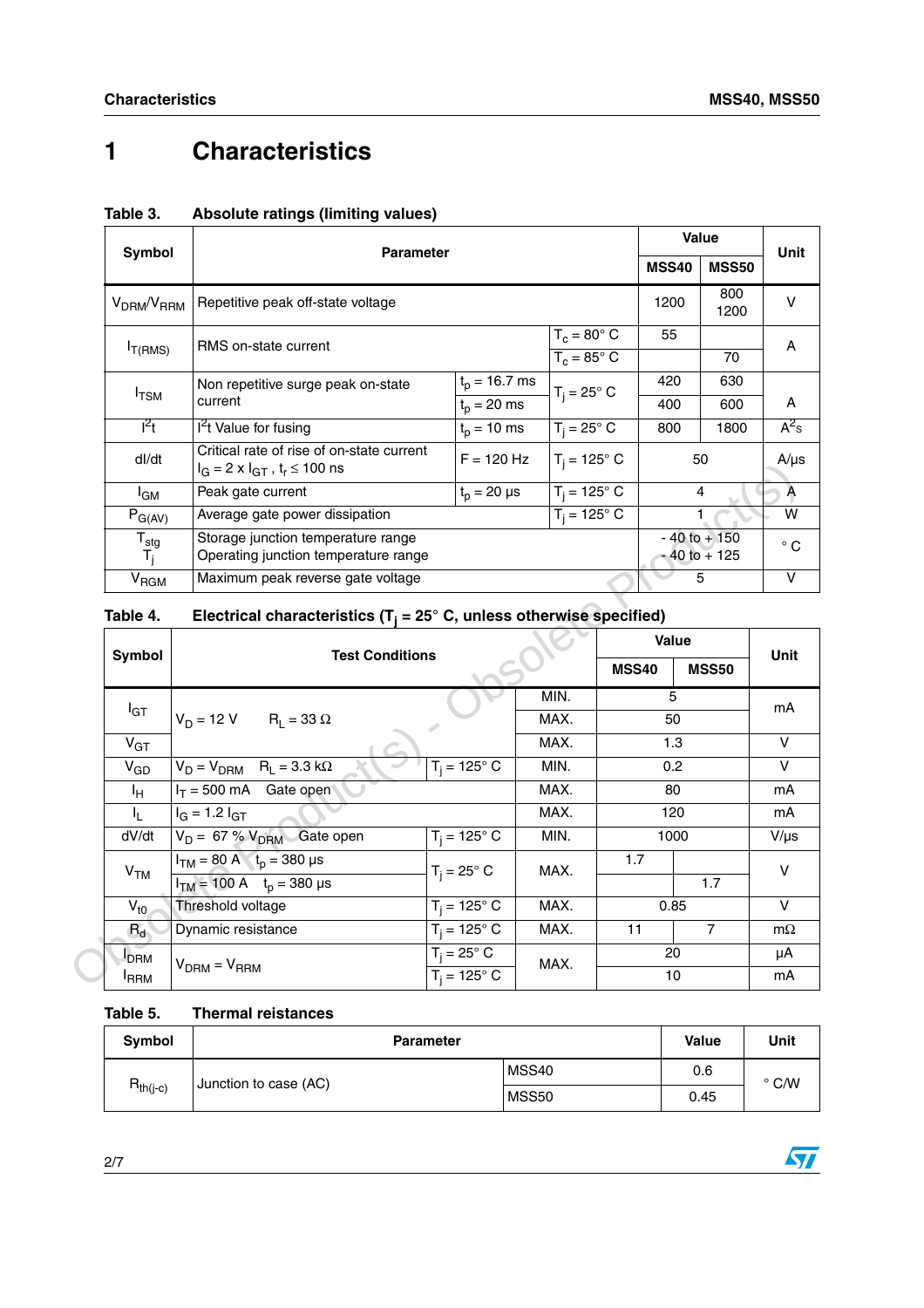// Characteristics

# 1 Characteristics

**Table 3. Absolute ratings (limiting values)**

| Symbol | Parameter | | | Value MSS40 | Value MSS50 | Unit |
|---|---|---|---|---|---|---|
| $V_{DRM}/V_{RRM}$ | Repetitive peak off-state voltage | | | 1200 | 800<br>1200 | V |
| $I_{T(RMS)}$ | RMS on-state current | | $T_c$ = 80° C | 55 | | A |
| | | | $T_c$ = 85° C | | 70 | |
| $I_{TSM}$ | Non repetitive surge peak on-state current | $t_p$ = 16.7 ms | $T_j$ = 25° C | 420 | 630 | A |
| | | $t_p$ = 20 ms | | 400 | 600 | |
| $I^2t$ | $I^2t$ Value for fusing | $t_p$ = 10 ms | $T_j$ = 25° C | 800 | 1800 | $A^2s$ |
| dI/dt | Critical rate of rise of on-state current $I_G$ = 2 x $I_{GT}$ , $t_r \leq$ 100 ns | F = 120 Hz | $T_j$ = 125° C | 50 | | A/µs |
| $I_{GM}$ | Peak gate current | $t_p$ = 20 µs | $T_j$ = 125° C | 4 | | A |
| $P_{G(AV)}$ | Average gate power dissipation | | $T_j$ = 125° C | 1 | | W |
| $T_{stg}$<br>$T_j$ | Storage junction temperature range<br>Operating junction temperature range | | | - 40 to + 150<br>- 40 to + 125 | | ° C |
| $V_{RGM}$ | Maximum peak reverse gate voltage | | | 5 | | V |

**Table 4. Electrical characteristics ($T_j$ = 25° C, unless otherwise specified)**

| Symbol | Test Conditions | | | Value MSS40 | Value MSS50 | Unit |
|---|---|---|---|---|---|---|
| $I_{GT}$ | $V_D$ = 12 V $R_L$ = 33 Ω | | MIN. | 5 | | mA |
| | | | MAX. | 50 | | |
| $V_{GT}$ | | | MAX. | 1.3 | | V |
| $V_{GD}$ | $V_D$ = $V_{DRM}$ $R_L$ = 3.3 kΩ | $T_j$ = 125° C | MIN. | 0.2 | | V |
| $I_H$ | $I_T$ = 500 mA Gate open | | MAX. | 80 | | mA |
| $I_L$ | $I_G$ = 1.2 $I_{GT}$ | | MAX. | 120 | | mA |
| dV/dt | $V_D$ = 67 % $V_{DRM}$ Gate open | $T_j$ = 125° C | MIN. | 1000 | | V/µs |
| $V_{TM}$ | $I_{TM}$ = 80 A $t_p$ = 380 µs | $T_j$ = 25° C | MAX. | 1.7 | | V |
| | $I_{TM}$ = 100 A $t_p$ = 380 µs | | | | 1.7 | |
| $V_{t0}$ | Threshold voltage | $T_j$ = 125° C | MAX. | 0.85 | | V |
| $R_d$ | Dynamic resistance | $T_j$ = 125° C | MAX. | 11 | 7 | mΩ |
| $I_{DRM}$<br>$I_{RRM}$ | $V_{DRM}$ = $V_{RRM}$ | $T_j$ = 25° C | MAX. | 20 | | µA |
| | | $T_j$ = 125° C | | 10 | | mA |

**Table 5. Thermal reistances**

| Symbol | Parameter | | Value | Unit |
|---|---|---|---|---|
| $R_{th(j-c)}$ | Junction to case (AC) | MSS40 | 0.6 | ° C/W |
| | | MSS50 | 0.45 | |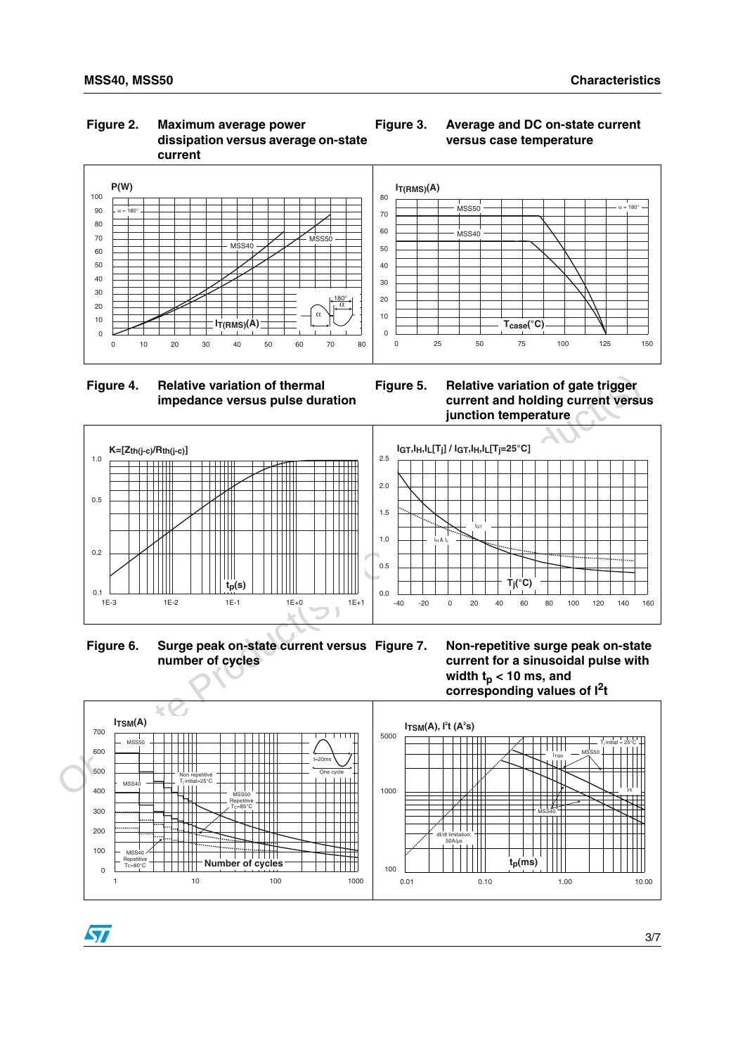Figure 2. Maximum average power dissipation versus average on-state current

Figure 3. Average and DC on-state current versus case temperature

Figure 4. Relative variation of thermal impedance versus pulse duration

Figure 5. Relative variation of gate trigger current and holding current versus junction temperature

Figure 6. Surge peak on-state current versus number of cycles

Figure 7. Non-repetitive surge peak on-state current for a sinusoidal pulse with width $t_p$ < 10 ms, and corresponding values of $I^2t$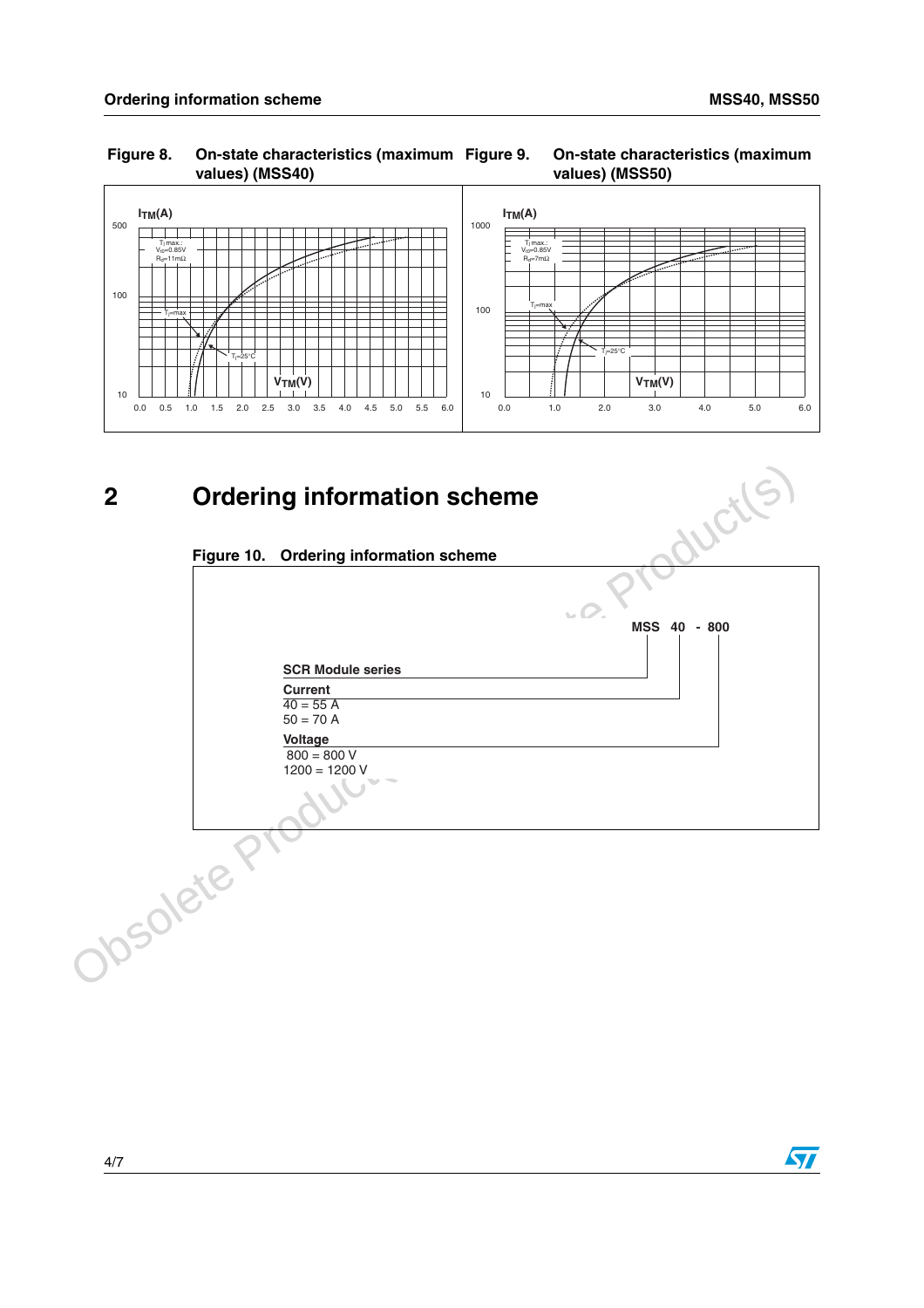Figure 8. On-state characteristics (maximum values) (MSS40)

Figure 9. On-state characteristics (maximum values) (MSS50)

## 2 Ordering information scheme

Figure 10. Ordering information scheme

MSS 40 - 800

**SCR Module series**

**Current**
40 = 55 A
50 = 70 A

**Voltage**
800 = 800 V
1200 = 1200 V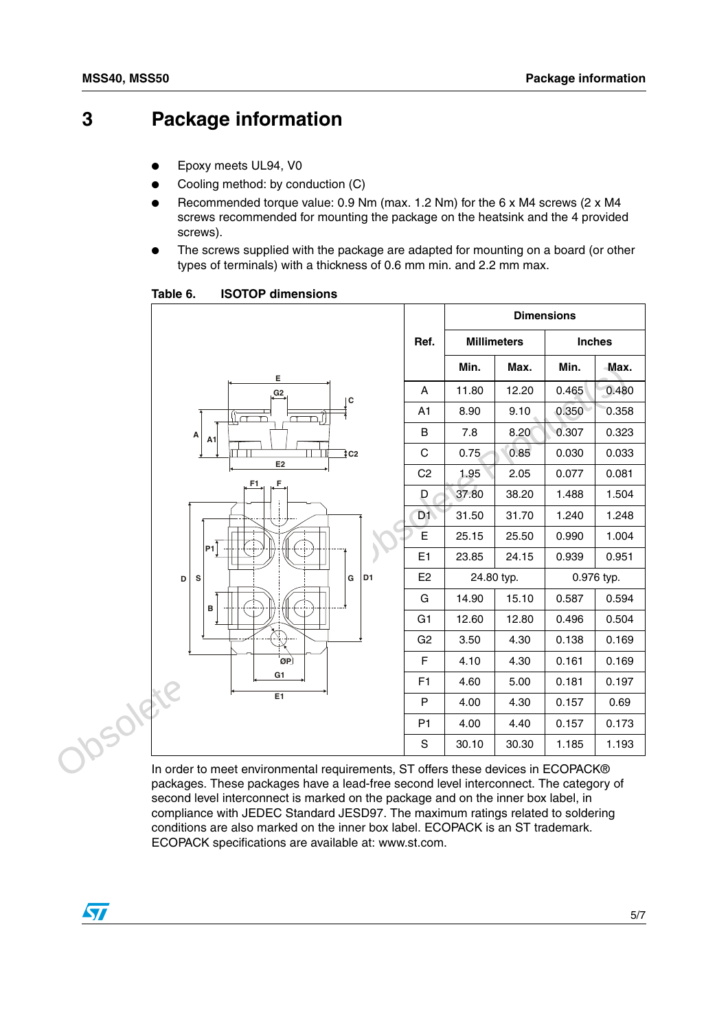# 3 Package information

- Epoxy meets UL94, V0
- Cooling method: by conduction (C)
- Recommended torque value: 0.9 Nm (max. 1.2 Nm) for the 6 x M4 screws (2 x M4 screws recommended for mounting the package on the heatsink and the 4 provided screws).
- The screws supplied with the package are adapted for mounting on a board (or other types of terminals) with a thickness of 0.6 mm min. and 2.2 mm max.

**Table 6. ISOTOP dimensions**

| Ref. | Dimensions | | | |
|---|---|---|---|---|
| | Millimeters | | Inches | |
| | Min. | Max. | Min. | Max. |
| A | 11.80 | 12.20 | 0.465 | 0.480 |
| A1 | 8.90 | 9.10 | 0.350 | 0.358 |
| B | 7.8 | 8.20 | 0.307 | 0.323 |
| C | 0.75 | 0.85 | 0.030 | 0.033 |
| C2 | 1.95 | 2.05 | 0.077 | 0.081 |
| D | 37.80 | 38.20 | 1.488 | 1.504 |
| D1 | 31.50 | 31.70 | 1.240 | 1.248 |
| E | 25.15 | 25.50 | 0.990 | 1.004 |
| E1 | 23.85 | 24.15 | 0.939 | 0.951 |
| E2 | 24.80 typ. | | 0.976 typ. | |
| G | 14.90 | 15.10 | 0.587 | 0.594 |
| G1 | 12.60 | 12.80 | 0.496 | 0.504 |
| G2 | 3.50 | 4.30 | 0.138 | 0.169 |
| F | 4.10 | 4.30 | 0.161 | 0.169 |
| F1 | 4.60 | 5.00 | 0.181 | 0.197 |
| P | 4.00 | 4.30 | 0.157 | 0.69 |
| P1 | 4.00 | 4.40 | 0.157 | 0.173 |
| S | 30.10 | 30.30 | 1.185 | 1.193 |

In order to meet environmental requirements, ST offers these devices in ECOPACK® packages. These packages have a lead-free second level interconnect. The category of second level interconnect is marked on the package and on the inner box label, in compliance with JEDEC Standard JESD97. The maximum ratings related to soldering conditions are also marked on the inner box label. ECOPACK is an ST trademark. ECOPACK specifications are available at: www.st.com.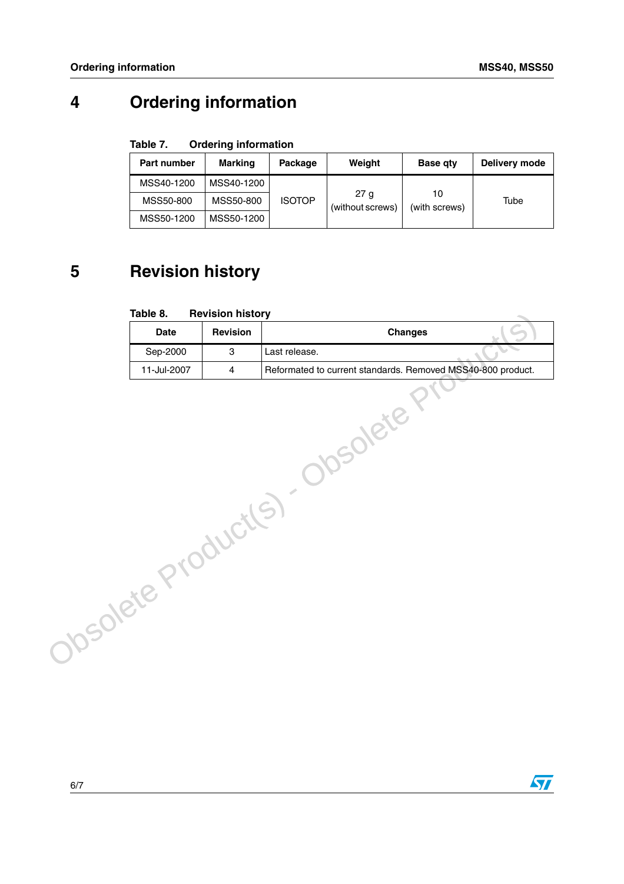# 4 Ordering information

Table 7. Ordering information

| Part number | Marking | Package | Weight | Base qty | Delivery mode |
|---|---|---|---|---|---|
| MSS40-1200 | MSS40-1200 | ISOTOP | 27 g (without screws) | 10 (with screws) | Tube |
| MSS50-800 | MSS50-800 | | | | |
| MSS50-1200 | MSS50-1200 | | | | |

# 5 Revision history

Table 8. Revision history

| Date | Revision | Changes |
|---|---|---|
| Sep-2000 | 3 | Last release. |
| 11-Jul-2007 | 4 | Reformatted to current standards. Removed MSS40-800 product. |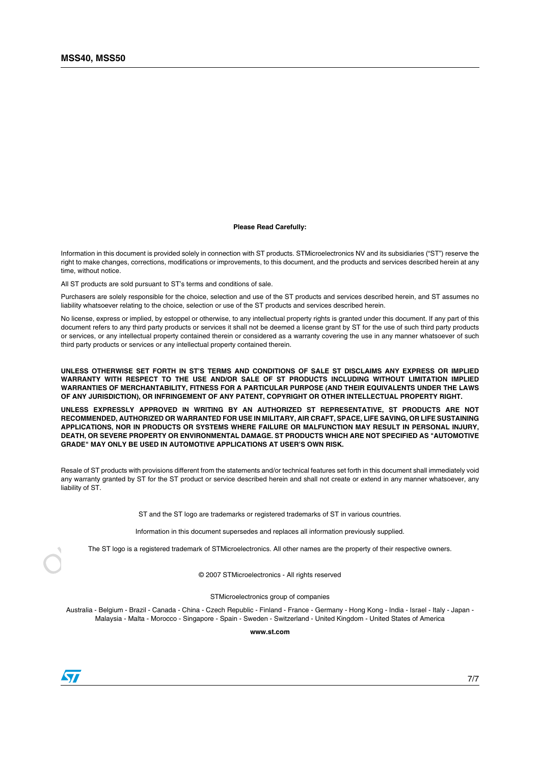**Please Read Carefully:**

Information in this document is provided solely in connection with ST products. STMicroelectronics NV and its subsidiaries ("ST") reserve the right to make changes, corrections, modifications or improvements, to this document, and the products and services described herein at any time, without notice.

All ST products are sold pursuant to ST's terms and conditions of sale.

Purchasers are solely responsible for the choice, selection and use of the ST products and services described herein, and ST assumes no liability whatsoever relating to the choice, selection or use of the ST products and services described herein.

No license, express or implied, by estoppel or otherwise, to any intellectual property rights is granted under this document. If any part of this document refers to any third party products or services it shall not be deemed a license grant by ST for the use of such third party products or services, or any intellectual property contained therein or considered as a warranty covering the use in any manner whatsoever of such third party products or services or any intellectual property contained therein.

**UNLESS OTHERWISE SET FORTH IN ST'S TERMS AND CONDITIONS OF SALE ST DISCLAIMS ANY EXPRESS OR IMPLIED WARRANTY WITH RESPECT TO THE USE AND/OR SALE OF ST PRODUCTS INCLUDING WITHOUT LIMITATION IMPLIED WARRANTIES OF MERCHANTABILITY, FITNESS FOR A PARTICULAR PURPOSE (AND THEIR EQUIVALENTS UNDER THE LAWS OF ANY JURISDICTION), OR INFRINGEMENT OF ANY PATENT, COPYRIGHT OR OTHER INTELLECTUAL PROPERTY RIGHT.**

**UNLESS EXPRESSLY APPROVED IN WRITING BY AN AUTHORIZED ST REPRESENTATIVE, ST PRODUCTS ARE NOT RECOMMENDED, AUTHORIZED OR WARRANTED FOR USE IN MILITARY, AIR CRAFT, SPACE, LIFE SAVING, OR LIFE SUSTAINING APPLICATIONS, NOR IN PRODUCTS OR SYSTEMS WHERE FAILURE OR MALFUNCTION MAY RESULT IN PERSONAL INJURY, DEATH, OR SEVERE PROPERTY OR ENVIRONMENTAL DAMAGE. ST PRODUCTS WHICH ARE NOT SPECIFIED AS "AUTOMOTIVE GRADE" MAY ONLY BE USED IN AUTOMOTIVE APPLICATIONS AT USER'S OWN RISK.**

Resale of ST products with provisions different from the statements and/or technical features set forth in this document shall immediately void any warranty granted by ST for the ST product or service described herein and shall not create or extend in any manner whatsoever, any liability of ST.

ST and the ST logo are trademarks or registered trademarks of ST in various countries.

Information in this document supersedes and replaces all information previously supplied.

The ST logo is a registered trademark of STMicroelectronics. All other names are the property of their respective owners.

© 2007 STMicroelectronics - All rights reserved

STMicroelectronics group of companies

Australia - Belgium - Brazil - Canada - China - Czech Republic - Finland - France - Germany - Hong Kong - India - Israel - Italy - Japan - Malaysia - Malta - Morocco - Singapore - Spain - Sweden - Switzerland - United Kingdom - United States of America

**www.st.com**